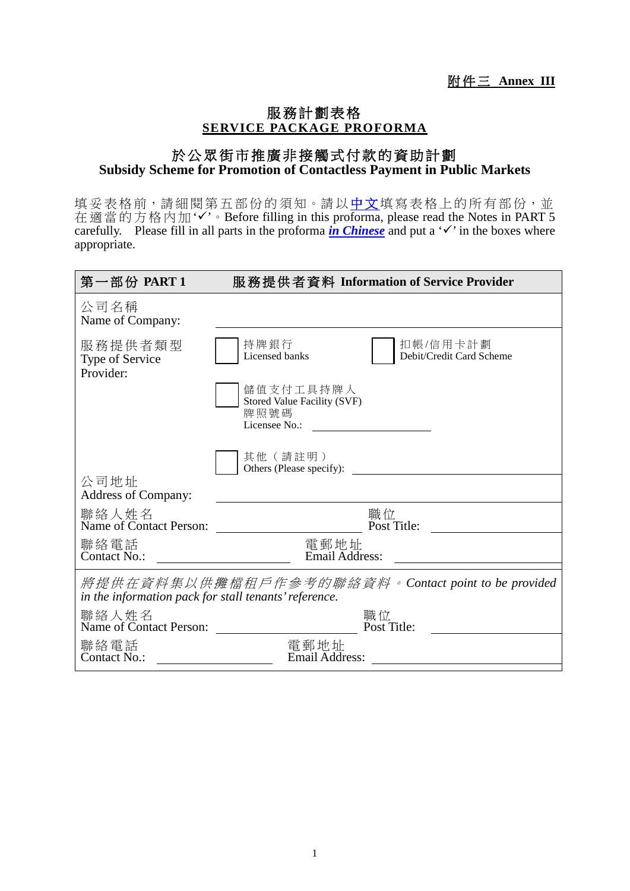**附件三 Annex III**

# 服務計劃表格
# SERVICE PACKAGE PROFORMA

## 於公眾街市推廣非接觸式付款的資助計劃
## Subsidy Scheme for Promotion of Contactless Payment in Public Markets

填妥表格前，請細閱第五部份的須知。請以中文填寫表格上的所有部份，並在適當的方格內加'✓'。Before filling in this proforma, please read the Notes in PART 5 carefully. Please fill in all parts in the proforma ***in Chinese*** and put a '✓' in the boxes where appropriate.

| **第一部份 PART 1** | **服務提供者資料 Information of Service Provider** | | |
|---|---|---|---|
| 公司名稱<br>Name of Company: | ______________________ | | |
| 服務提供者類型<br>Type of Service Provider: | ☐ 持牌銀行<br>Licensed banks | ☐ 扣帳/信用卡計劃<br>Debit/Credit Card Scheme | |
| | ☐ 儲值支付工具持牌人<br>Stored Value Facility (SVF)<br>牌照號碼<br>Licensee No.: ____________ | | |
| | ☐ 其他（請註明）<br>Others (Please specify): ____________ | | |
| 公司地址<br>Address of Company: | ______________________ | | |
| 聯絡人姓名<br>Name of Contact Person: | ____________ | 職位<br>Post Title: | ____________ |
| 聯絡電話<br>Contact No.: | ____________ | 電郵地址<br>Email Address: | ____________ |
| *將提供在資料集以供攤檔租戶作參考的聯絡資料。Contact point to be provided in the information pack for stall tenants' reference.* | | | |
| 聯絡人姓名<br>Name of Contact Person: | ____________ | 職位<br>Post Title: | ____________ |
| 聯絡電話<br>Contact No.: | ____________ | 電郵地址<br>Email Address: | ____________ |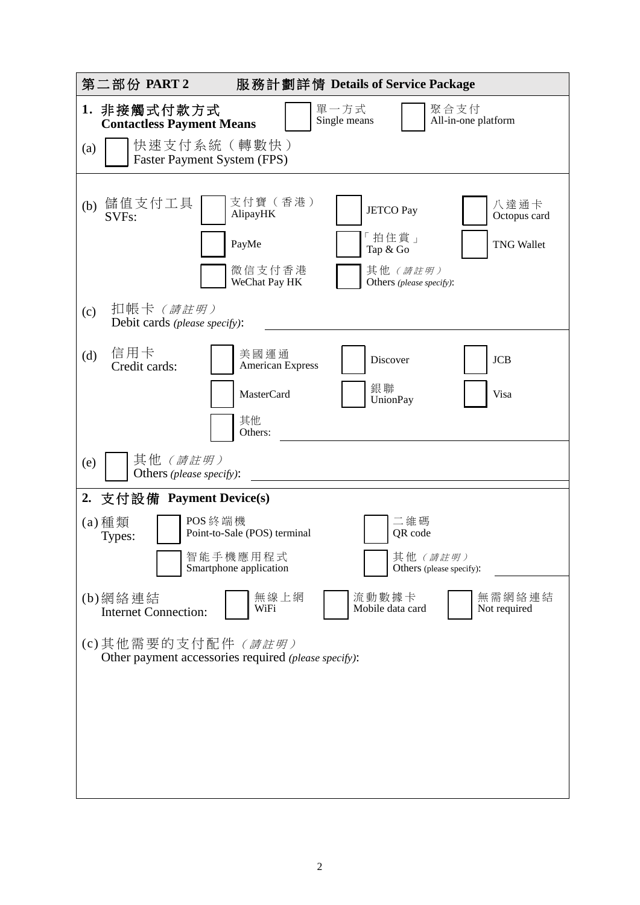## 第二部份 PART 2　服務計劃詳情 Details of Service Package

### 1. 非接觸式付款方式 Contactless Payment Means

☐ 單一方式 Single means　☐ 聚合支付 All-in-one platform

(a) ☐ 快速支付系統（轉數快）Faster Payment System (FPS)

(b) 儲值支付工具 SVFs:

- ☐ 支付寶（香港）AlipayHK
- ☐ JETCO Pay
- ☐ 八達通卡 Octopus card
- ☐ PayMe
- ☐ 「拍住賞」Tap & Go
- ☐ TNG Wallet
- ☐ 微信支付香港 WeChat Pay HK
- ☐ 其他（請註明）Others *(please specify)*: ____________

(c) 扣帳卡（請註明）Debit cards *(please specify)*: ____________

(d) 信用卡 Credit cards:

- ☐ 美國運通 American Express
- ☐ Discover
- ☐ JCB
- ☐ MasterCard
- ☐ 銀聯 UnionPay
- ☐ Visa
- ☐ 其他 Others: ____________

(e) ☐ 其他（請註明）Others *(please specify)*: ____________

### 2. 支付設備 Payment Device(s)

(a) 種類 Types:

- ☐ POS 終端機 Point-to-Sale (POS) terminal
- ☐ 二維碼 QR code
- ☐ 智能手機應用程式 Smartphone application
- ☐ 其他（請註明）Others (please specify): ____________

(b) 網絡連結 Internet Connection:

- ☐ 無線上網 WiFi
- ☐ 流動數據卡 Mobile data card
- ☐ 無需網絡連結 Not required

(c) 其他需要的支付配件（請註明）Other payment accessories required *(please specify)*: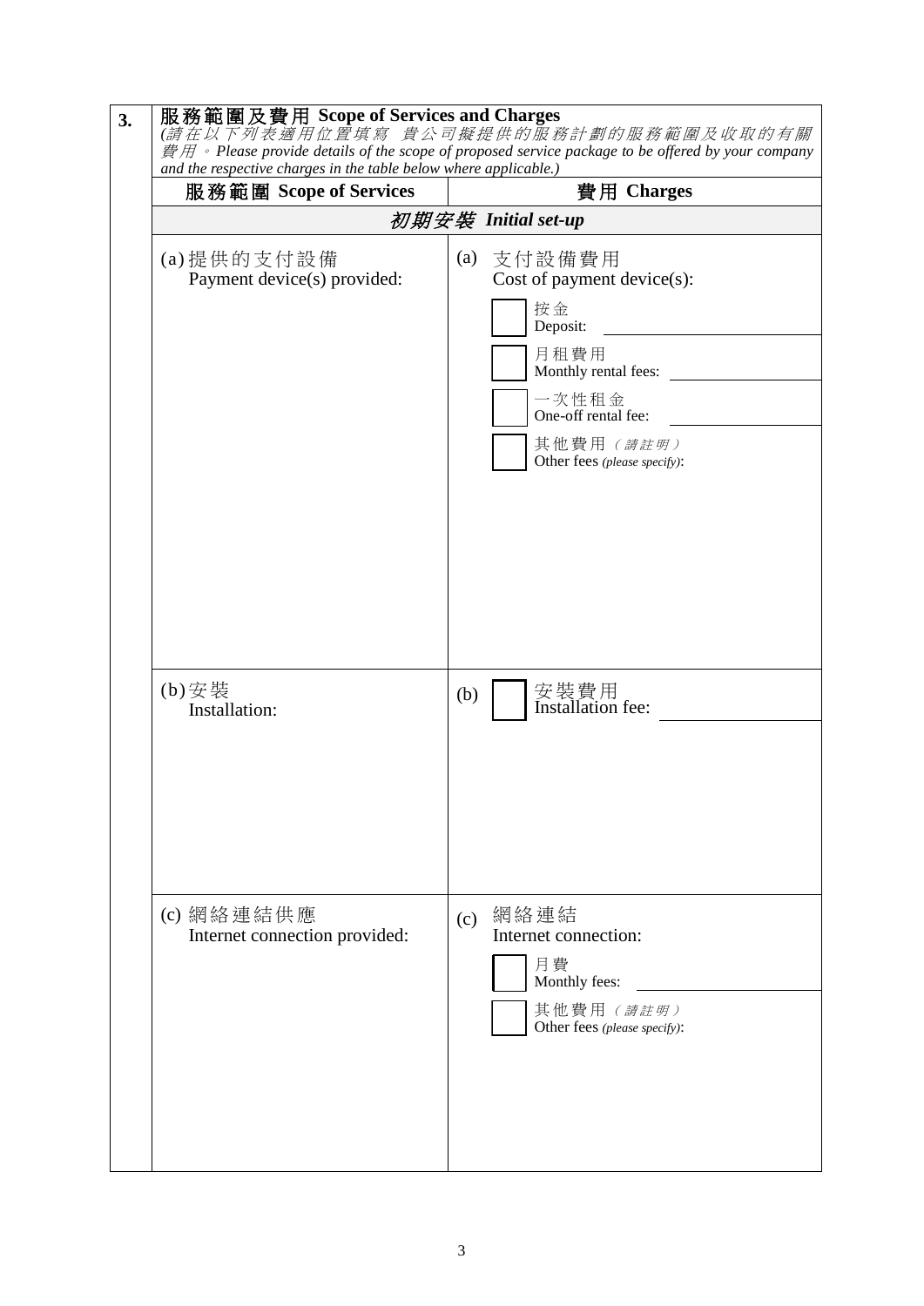**3.** **服務範圍及費用 Scope of Services and Charges**

*(請在以下列表適用位置填寫 貴公司擬提供的服務計劃的服務範圍及收取的有關費用。Please provide details of the scope of proposed service package to be offered by your company and the respective charges in the table below where applicable.)*

| 服務範圍 Scope of Services | 費用 Charges |
|---|---|
| ***初期安裝 Initial set-up*** | |
| (a) 提供的支付設備<br>Payment device(s) provided: | (a) 支付設備費用<br>Cost of payment device(s):<br>☐ 按金<br>Deposit: ____________<br>☐ 月租費用<br>Monthly rental fees: ____________<br>☐ 一次性租金<br>One-off rental fee: ____________<br>☐ 其他費用 *(請註明)*<br>Other fees *(please specify)*: |
| (b) 安裝<br>Installation: | (b) ☐ 安裝費用<br>Installation fee: ____________ |
| (c) 網絡連結供應<br>Internet connection provided: | (c) 網絡連結<br>Internet connection:<br>☐ 月費<br>Monthly fees: ____________<br>☐ 其他費用 *(請註明)*<br>Other fees *(please specify)*: |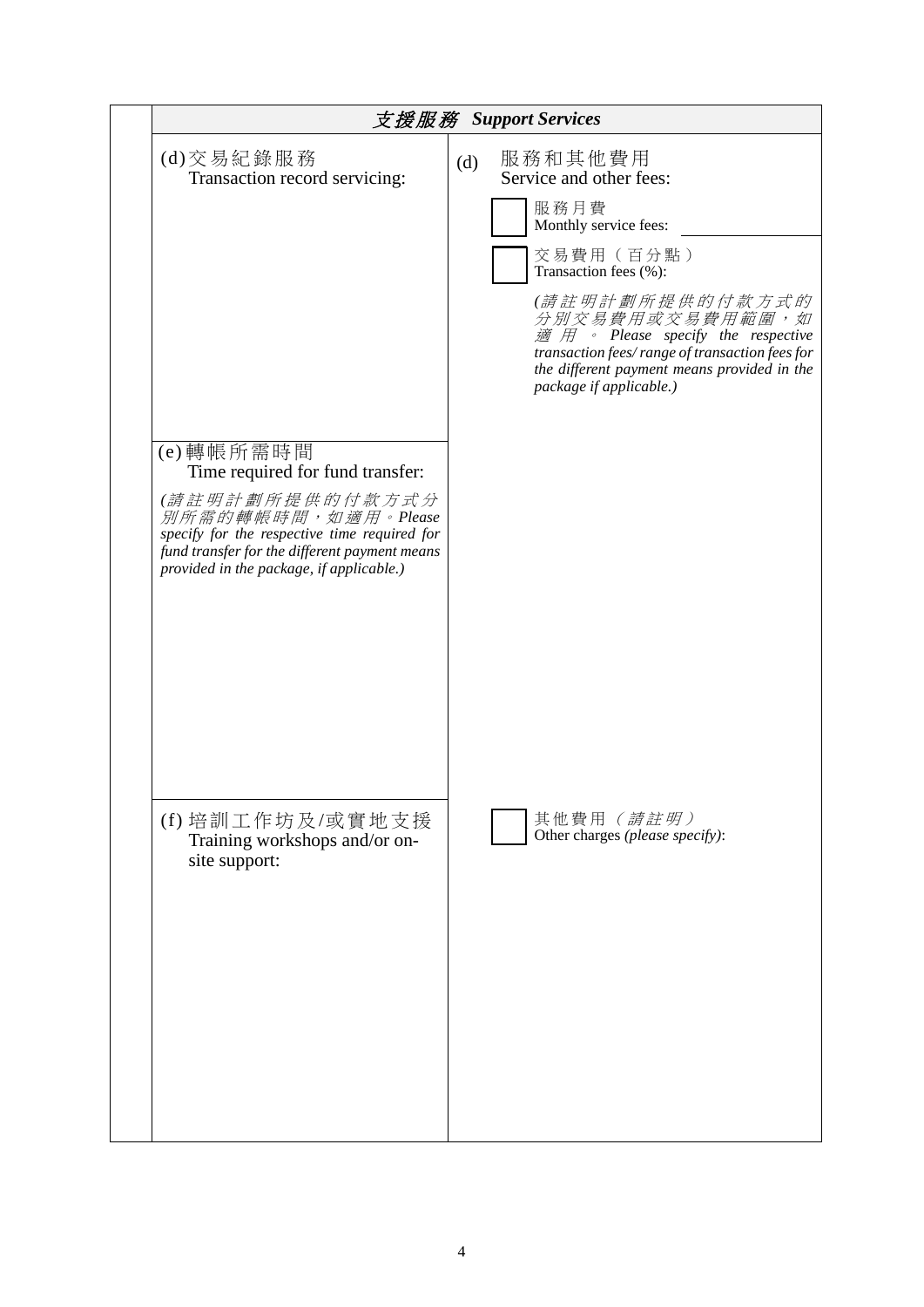| 支援服務 ***Support Services*** | |
|---|---|
| (d)交易紀錄服務<br>Transaction record servicing: | (d) 服務和其他費用<br>Service and other fees:<br>☐ 服務月費<br>Monthly service fees: \_\_\_\_\_\_\_\_<br>☐ 交易費用（百分點）<br>Transaction fees (%):<br>*(請註明計劃所提供的付款方式的分別交易費用或交易費用範圍，如適用。 Please specify the respective transaction fees/ range of transaction fees for the different payment means provided in the package if applicable.)* |
| (e)轉帳所需時間<br>Time required for fund transfer:<br>*(請註明計劃所提供的付款方式分別所需的轉帳時間，如適用。Please specify for the respective time required for fund transfer for the different payment means provided in the package, if applicable.)* | |
| (f) 培訓工作坊及/或實地支援<br>Training workshops and/or on-site support: | ☐ 其他費用*（請註明）*<br>Other charges *(please specify)*: |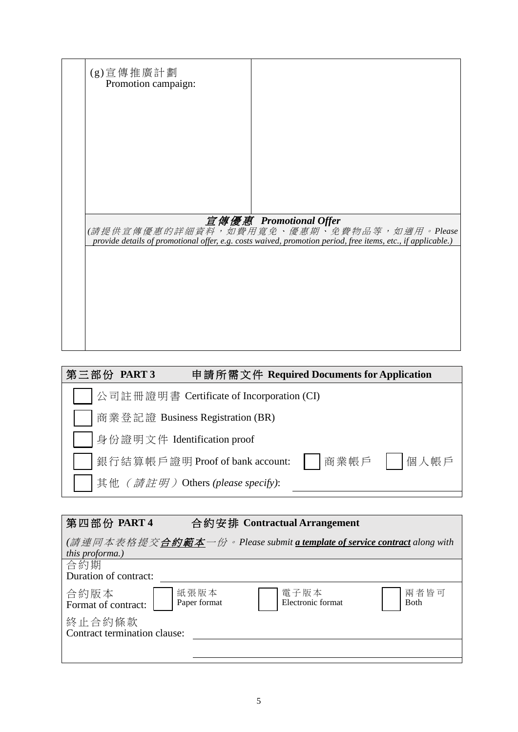| | (g)宣傳推廣計劃<br>Promotion campaign: | |
|---|---|---|
| | ***宣傳優惠 Promotional Offer***<br>*(請提供宣傳優惠的詳細資料，如費用寬免、優惠期、免費物品等，如適用。Please provide details of promotional offer, e.g. costs waived, promotion period, free items, etc., if applicable.)* | |
| | | |

## 第三部份 PART 3 申請所需文件 Required Documents for Application

- ☐ 公司註冊證明書 Certificate of Incorporation (CI)
- ☐ 商業登記證 Business Registration (BR)
- ☐ 身份證明文件 Identification proof
- ☐ 銀行結算帳戶證明 Proof of bank account: ☐ 商業帳戶 ☐ 個人帳戶
- ☐ 其他 *（請註明）*Others *(please specify)*: ____________________

## 第四部份 PART 4 合約安排 Contractual Arrangement

*(請連同本表格提交**合約範本**一份。Please submit **a template of service contract** along with this proforma.)*

合約期
Duration of contract: ____________________

合約版本
Format of contract: ☐ 紙張版本 Paper format ☐ 電子版本 Electronic format ☐ 兩者皆可 Both

終止合約條款
Contract termination clause: ____________________

____________________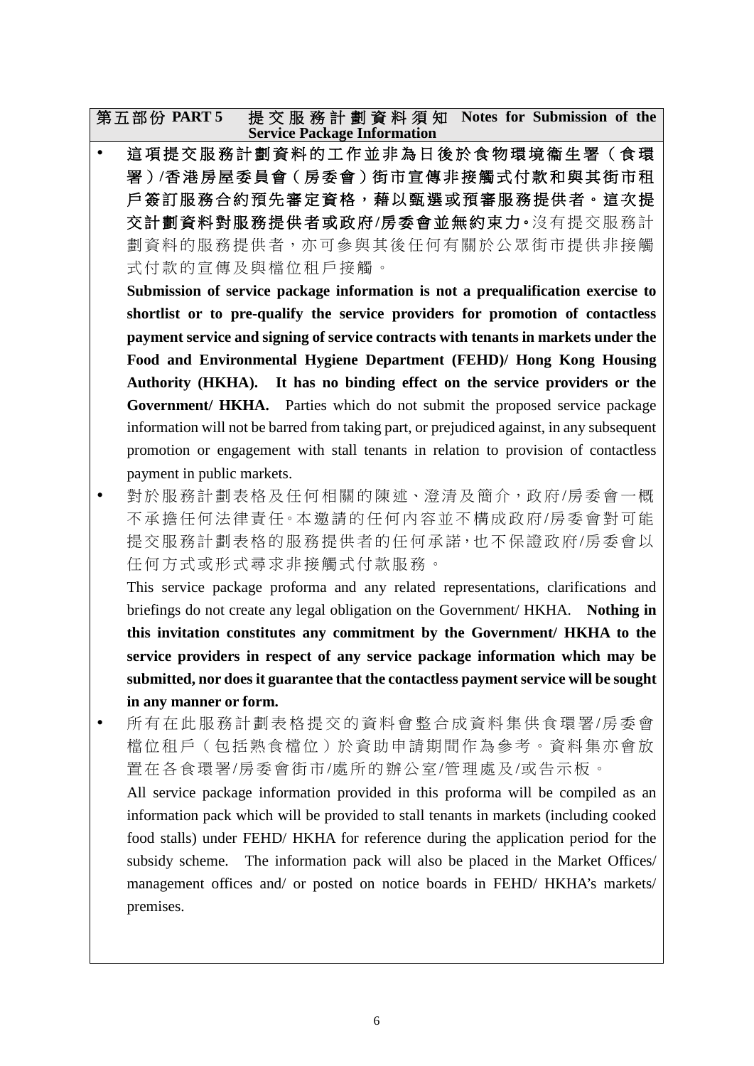## 第五部份 PART 5 提交服務計劃資料須知 Notes for Submission of the Service Package Information

- **這項提交服務計劃資料的工作並非為日後於食物環境衞生署（食環署）/香港房屋委員會（房委會）街市宣傳非接觸式付款和與其街市租戶簽訂服務合約預先審定資格，藉以甄選或預審服務提供者。這次提交計劃資料對服務提供者或政府/房委會並無約束力。**沒有提交服務計劃資料的服務提供者，亦可參與其後任何有關於公眾街市提供非接觸式付款的宣傳及與檔位租戶接觸。

  **Submission of service package information is not a prequalification exercise to shortlist or to pre-qualify the service providers for promotion of contactless payment service and signing of service contracts with tenants in markets under the Food and Environmental Hygiene Department (FEHD)/ Hong Kong Housing Authority (HKHA). It has no binding effect on the service providers or the Government/ HKHA.** Parties which do not submit the proposed service package information will not be barred from taking part, or prejudiced against, in any subsequent promotion or engagement with stall tenants in relation to provision of contactless payment in public markets.

- 對於服務計劃表格及任何相關的陳述、澄清及簡介，政府/房委會一概不承擔任何法律責任。本邀請的任何內容並不構成政府/房委會對可能提交服務計劃表格的服務提供者的任何承諾，也不保證政府/房委會以任何方式或形式尋求非接觸式付款服務。

  This service package proforma and any related representations, clarifications and briefings do not create any legal obligation on the Government/ HKHA. **Nothing in this invitation constitutes any commitment by the Government/ HKHA to the service providers in respect of any service package information which may be submitted, nor does it guarantee that the contactless payment service will be sought in any manner or form.**

- 所有在此服務計劃表格提交的資料會整合成資料集供食環署/房委會檔位租戶（包括熟食檔位）於資助申請期間作為參考。資料集亦會放置在各食環署/房委會街市/處所的辦公室/管理處及/或告示板。

  All service package information provided in this proforma will be compiled as an information pack which will be provided to stall tenants in markets (including cooked food stalls) under FEHD/ HKHA for reference during the application period for the subsidy scheme. The information pack will also be placed in the Market Offices/ management offices and/ or posted on notice boards in FEHD/ HKHA's markets/ premises.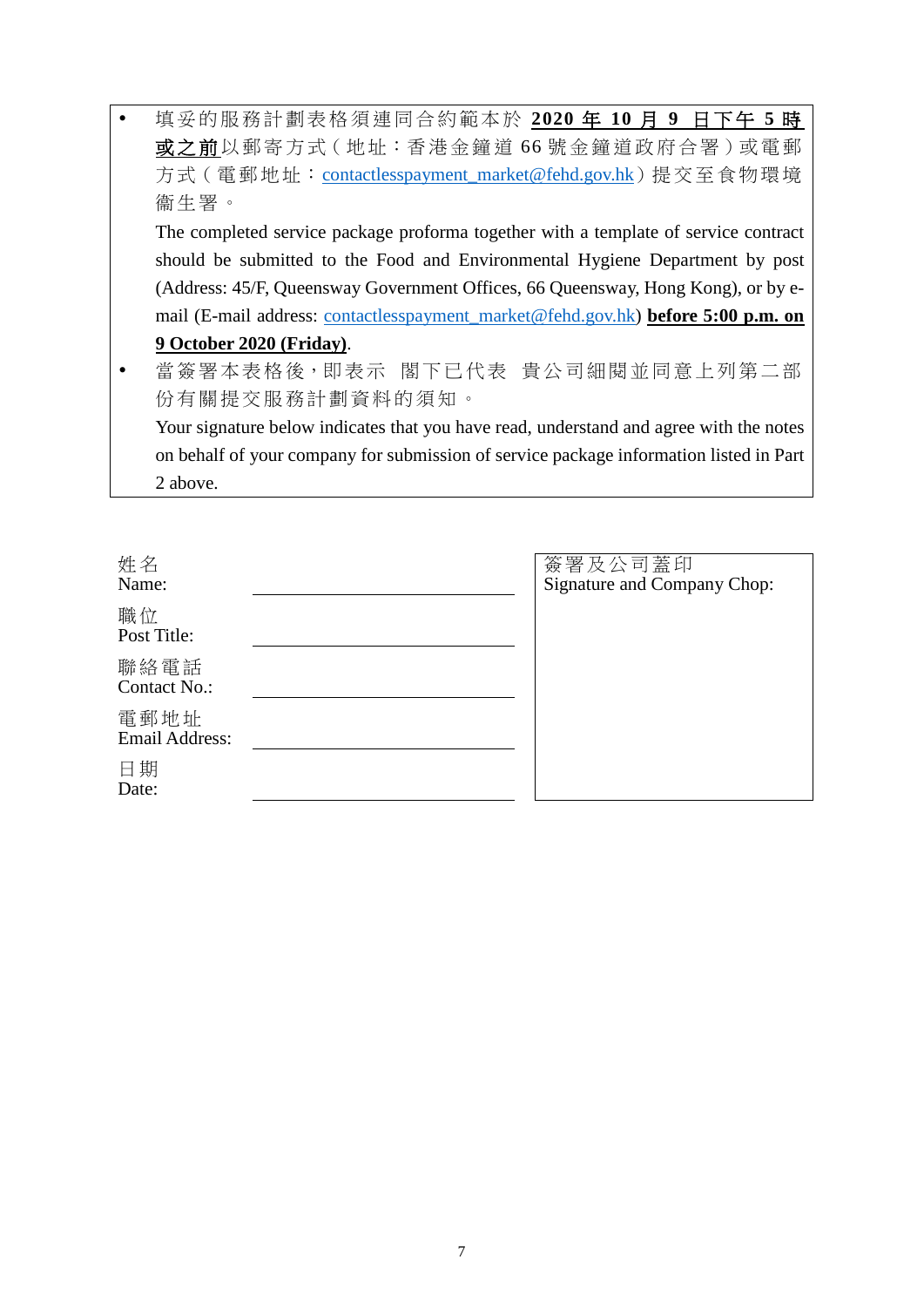- 填妥的服務計劃表格須連同合約範本於 **2020 年 10 月 9 日下午 5 時或之前**以郵寄方式（地址：香港金鐘道 66 號金鐘道政府合署）或電郵方式（電郵地址：contactlesspayment_market@fehd.gov.hk）提交至食物環境衞生署。

  The completed service package proforma together with a template of service contract should be submitted to the Food and Environmental Hygiene Department by post (Address: 45/F, Queensway Government Offices, 66 Queensway, Hong Kong), or by e-mail (E-mail address: contactlesspayment_market@fehd.gov.hk) **before 5:00 p.m. on 9 October 2020 (Friday)**.

- 當簽署本表格後，即表示 閣下已代表 貴公司細閱並同意上列第二部份有關提交服務計劃資料的須知。

  Your signature below indicates that you have read, understand and agree with the notes on behalf of your company for submission of service package information listed in Part 2 above.

| | | |
|---|---|---|
| 姓名<br>Name: | ____________________ | 簽署及公司蓋印<br>Signature and Company Chop: |
| 職位<br>Post Title: | ____________________ | |
| 聯絡電話<br>Contact No.: | ____________________ | |
| 電郵地址<br>Email Address: | ____________________ | |
| 日期<br>Date: | ____________________ | |